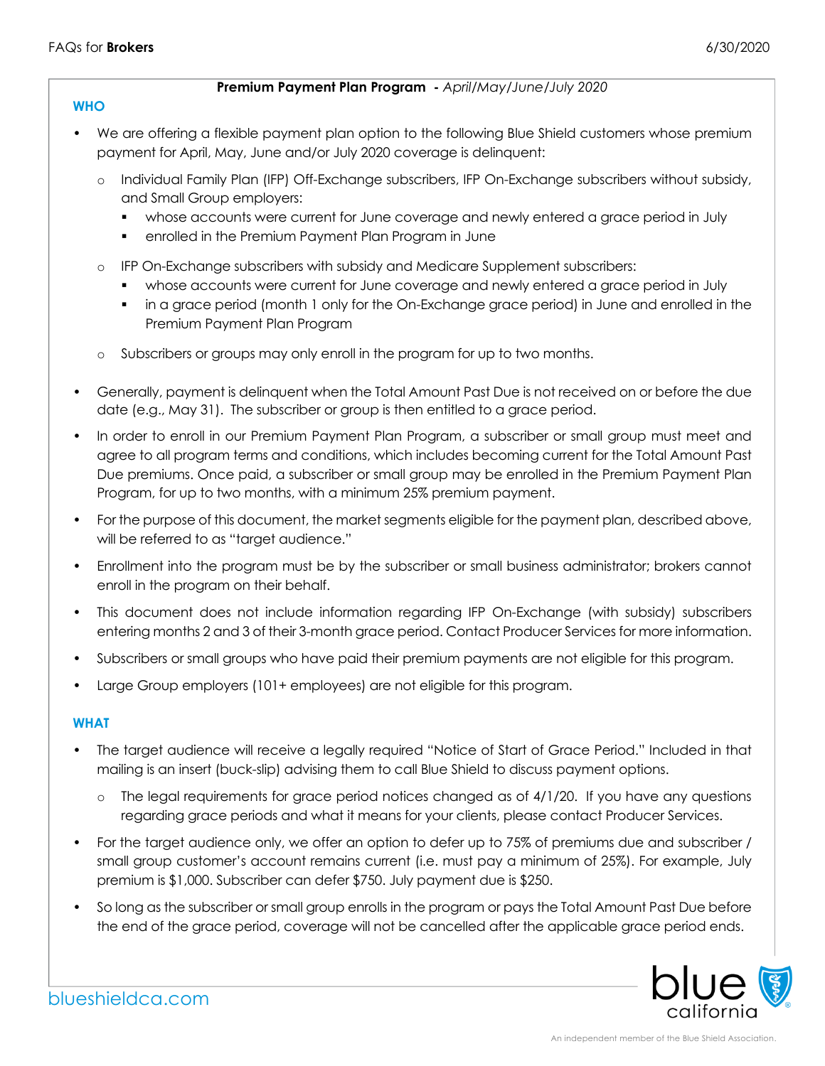**Premium Payment Plan Program** - *April/May/June/July 2020*

## WHO

- We are offering a flexible payment plan option to the following Blue Shield customers whose premium payment for April, May, June and/or July 2020 coverage is delinquent:
  - Individual Family Plan (IFP) Off-Exchange subscribers, IFP On-Exchange subscribers without subsidy, and Small Group employers:
    - whose accounts were current for June coverage and newly entered a grace period in July
    - enrolled in the Premium Payment Plan Program in June
  - IFP On-Exchange subscribers with subsidy and Medicare Supplement subscribers:
    - whose accounts were current for June coverage and newly entered a grace period in July
    - in a grace period (month 1 only for the On-Exchange grace period) in June and enrolled in the Premium Payment Plan Program
  - Subscribers or groups may only enroll in the program for up to two months.
- Generally, payment is delinquent when the Total Amount Past Due is not received on or before the due date (e.g., May 31). The subscriber or group is then entitled to a grace period.
- In order to enroll in our Premium Payment Plan Program, a subscriber or small group must meet and agree to all program terms and conditions, which includes becoming current for the Total Amount Past Due premiums. Once paid, a subscriber or small group may be enrolled in the Premium Payment Plan Program, for up to two months, with a minimum 25% premium payment.
- For the purpose of this document, the market segments eligible for the payment plan, described above, will be referred to as "target audience."
- Enrollment into the program must be by the subscriber or small business administrator; brokers cannot enroll in the program on their behalf.
- This document does not include information regarding IFP On-Exchange (with subsidy) subscribers entering months 2 and 3 of their 3-month grace period. Contact Producer Services for more information.
- Subscribers or small groups who have paid their premium payments are not eligible for this program.
- Large Group employers (101+ employees) are not eligible for this program.

## WHAT

- The target audience will receive a legally required "Notice of Start of Grace Period." Included in that mailing is an insert (buck-slip) advising them to call Blue Shield to discuss payment options.
  - The legal requirements for grace period notices changed as of 4/1/20. If you have any questions regarding grace periods and what it means for your clients, please contact Producer Services.
- For the target audience only, we offer an option to defer up to 75% of premiums due and subscriber / small group customer's account remains current (i.e. must pay a minimum of 25%). For example, July premium is $1,000. Subscriber can defer $750. July payment due is $250.
- So long as the subscriber or small group enrolls in the program or pays the Total Amount Past Due before the end of the grace period, coverage will not be cancelled after the applicable grace period ends.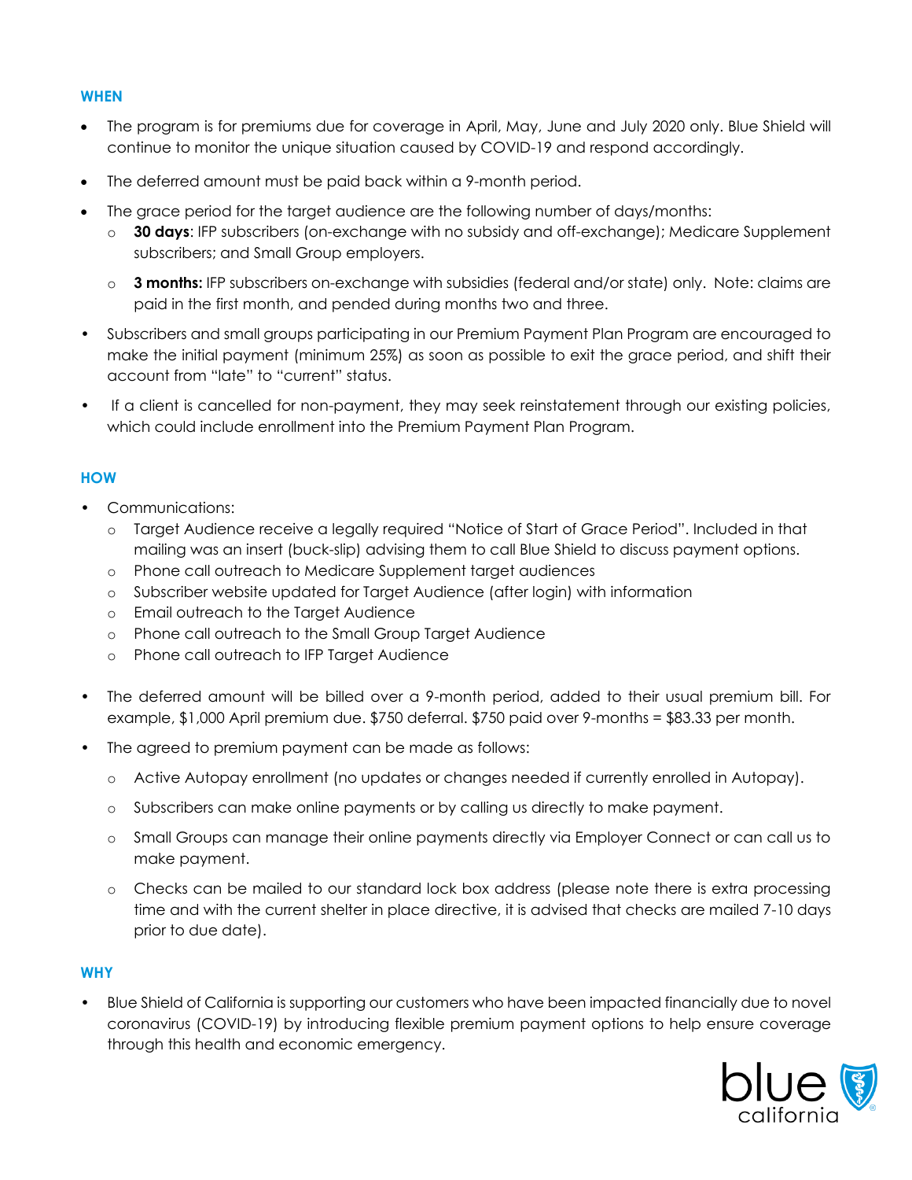## WHEN

- The program is for premiums due for coverage in April, May, June and July 2020 only. Blue Shield will continue to monitor the unique situation caused by COVID-19 and respond accordingly.
- The deferred amount must be paid back within a 9-month period.
- The grace period for the target audience are the following number of days/months:
  - **30 days**: IFP subscribers (on-exchange with no subsidy and off-exchange); Medicare Supplement subscribers; and Small Group employers.
  - **3 months:** IFP subscribers on-exchange with subsidies (federal and/or state) only. Note: claims are paid in the first month, and pended during months two and three.
- Subscribers and small groups participating in our Premium Payment Plan Program are encouraged to make the initial payment (minimum 25%) as soon as possible to exit the grace period, and shift their account from "late" to "current" status.
- If a client is cancelled for non-payment, they may seek reinstatement through our existing policies, which could include enrollment into the Premium Payment Plan Program.

## HOW

- Communications:
  - Target Audience receive a legally required "Notice of Start of Grace Period". Included in that mailing was an insert (buck-slip) advising them to call Blue Shield to discuss payment options.
  - Phone call outreach to Medicare Supplement target audiences
  - Subscriber website updated for Target Audience (after login) with information
  - Email outreach to the Target Audience
  - Phone call outreach to the Small Group Target Audience
  - Phone call outreach to IFP Target Audience
- The deferred amount will be billed over a 9-month period, added to their usual premium bill. For example, $1,000 April premium due. $750 deferral. $750 paid over 9-months = $83.33 per month.
- The agreed to premium payment can be made as follows:
  - Active Autopay enrollment (no updates or changes needed if currently enrolled in Autopay).
  - Subscribers can make online payments or by calling us directly to make payment.
  - Small Groups can manage their online payments directly via Employer Connect or can call us to make payment.
  - Checks can be mailed to our standard lock box address (please note there is extra processing time and with the current shelter in place directive, it is advised that checks are mailed 7-10 days prior to due date).

## WHY

- Blue Shield of California is supporting our customers who have been impacted financially due to novel coronavirus (COVID-19) by introducing flexible premium payment options to help ensure coverage through this health and economic emergency.

blue california